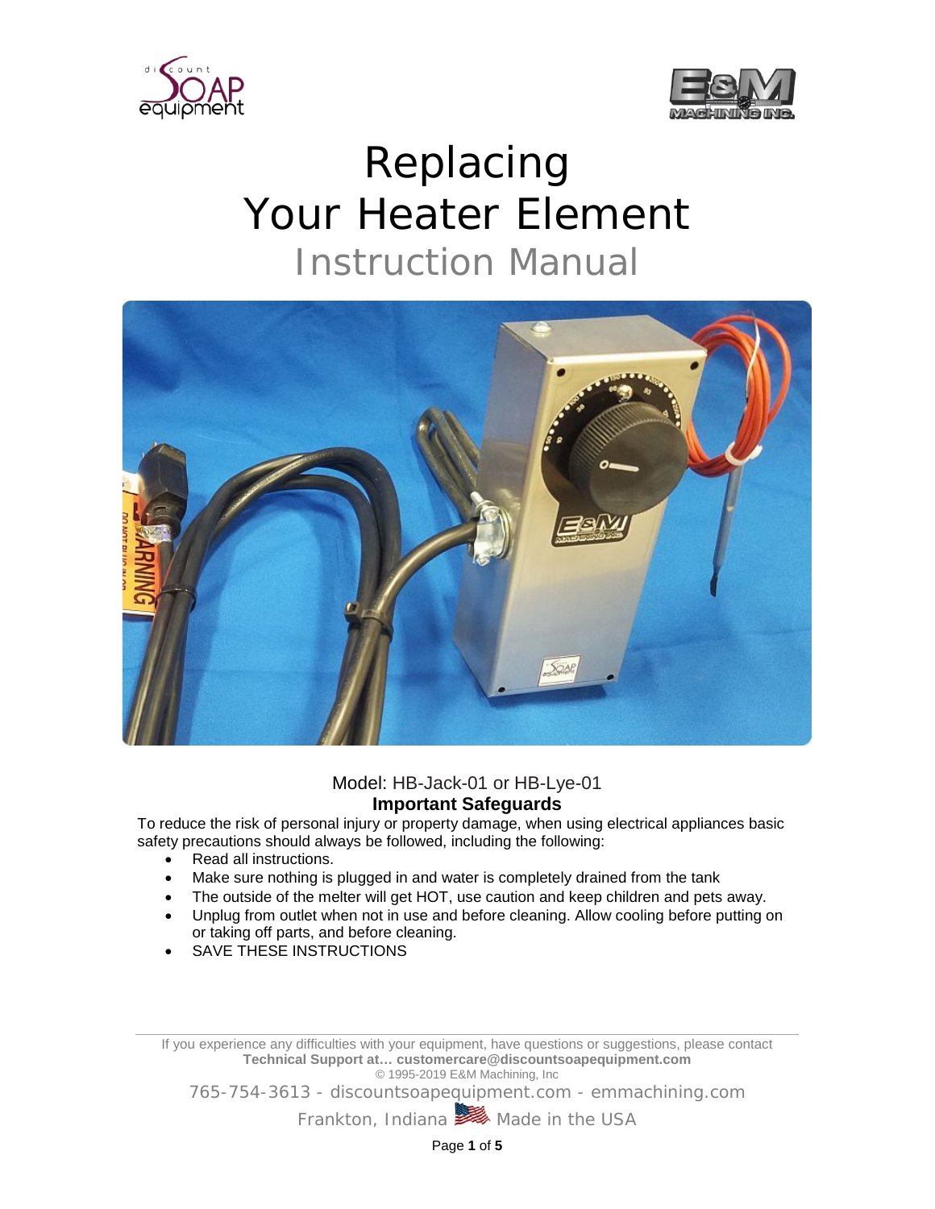# Replacing Your Heater Element

## Instruction Manual

Model: HB-Jack-01 or HB-Lye-01

### Important Safeguards

To reduce the risk of personal injury or property damage, when using electrical appliances basic safety precautions should always be followed, including the following:

- Read all instructions.
- Make sure nothing is plugged in and water is completely drained from the tank
- The outside of the melter will get HOT, use caution and keep children and pets away.
- Unplug from outlet when not in use and before cleaning. Allow cooling before putting on or taking off parts, and before cleaning.
- SAVE THESE INSTRUCTIONS

If you experience any difficulties with your equipment, have questions or suggestions, please contact **Technical Support at… customercare@discountsoapequipment.com**

© 1995-2019 E&M Machining, Inc

765-754-3613 - discountsoapequipment.com - emmachining.com

Frankton, Indiana Made in the USA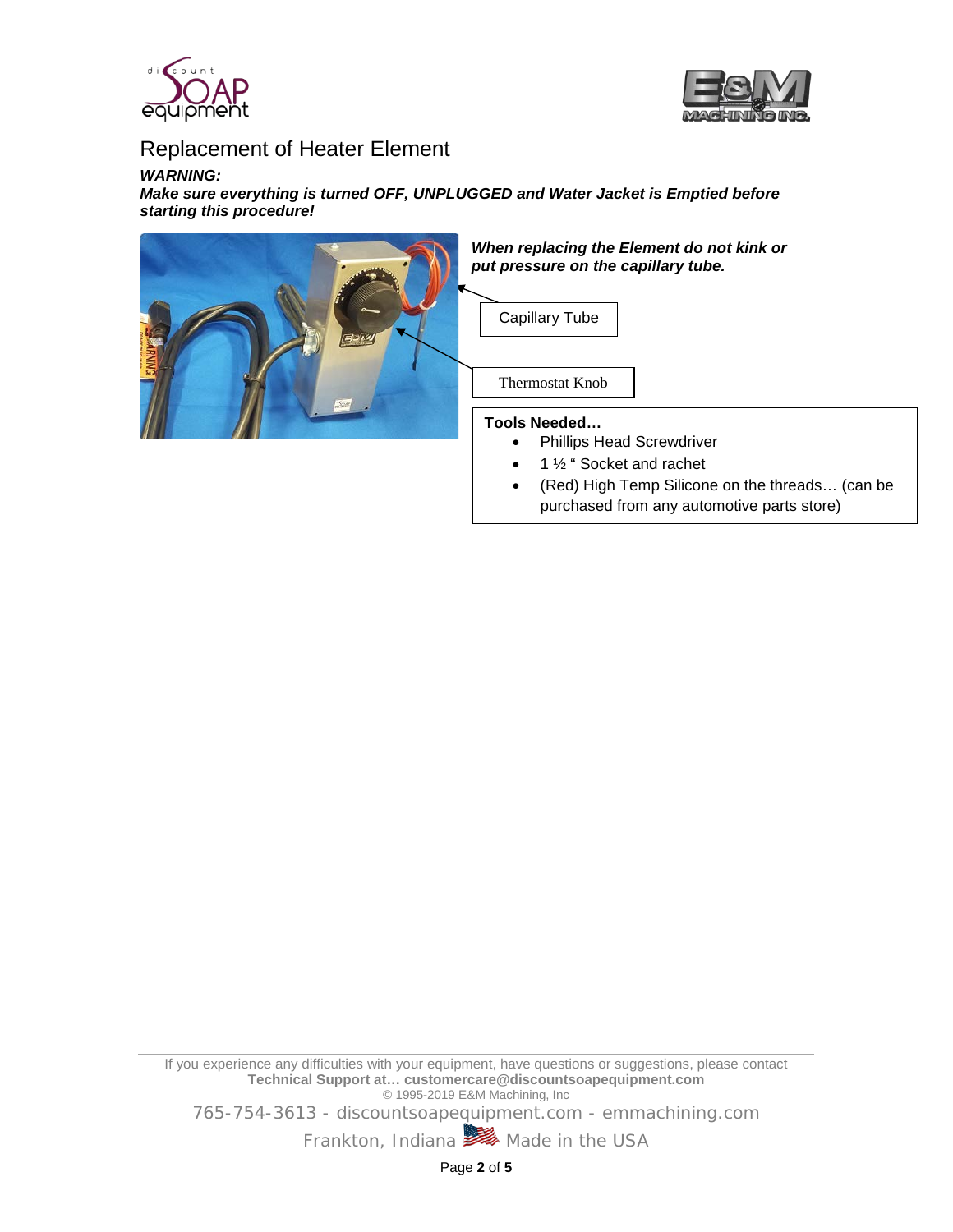# Replacement of Heater Element

***WARNING:***

***Make sure everything is turned OFF, UNPLUGGED and Water Jacket is Emptied before starting this procedure!***

***When replacing the Element do not kink or put pressure on the capillary tube.***

Capillary Tube

Thermostat Knob

**Tools Needed…**

- Phillips Head Screwdriver
- 1 ½ " Socket and rachet
- (Red) High Temp Silicone on the threads… (can be purchased from any automotive parts store)

If you experience any difficulties with your equipment, have questions or suggestions, please contact
**Technical Support at… customercare@discountsoapequipment.com**
© 1995-2019 E&M Machining, Inc
765-754-3613 - discountsoapequipment.com - emmachining.com
Frankton, Indiana Made in the USA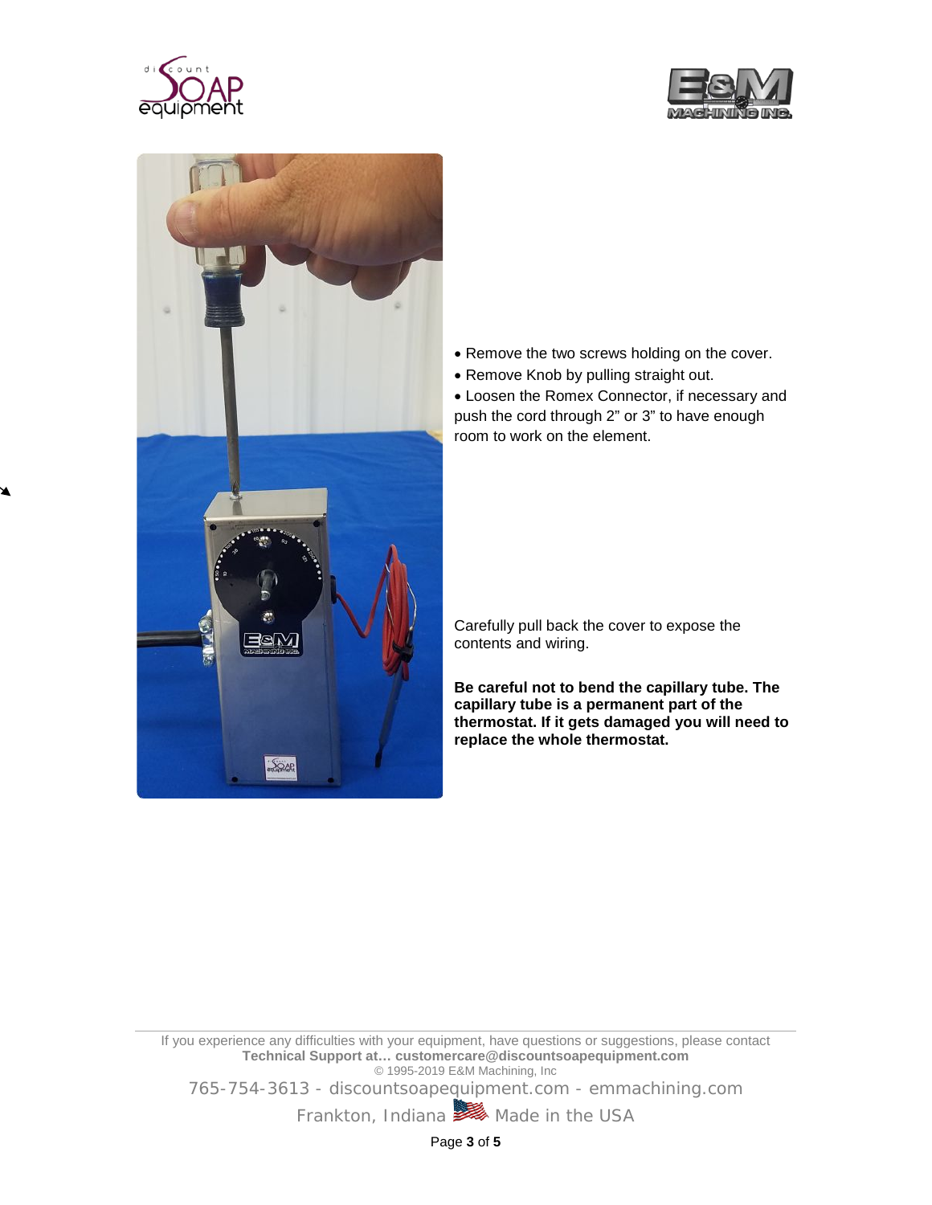- Remove the two screws holding on the cover.
- Remove Knob by pulling straight out.
- Loosen the Romex Connector, if necessary and push the cord through 2" or 3" to have enough room to work on the element.

Carefully pull back the cover to expose the contents and wiring.

**Be careful not to bend the capillary tube. The capillary tube is a permanent part of the thermostat. If it gets damaged you will need to replace the whole thermostat.**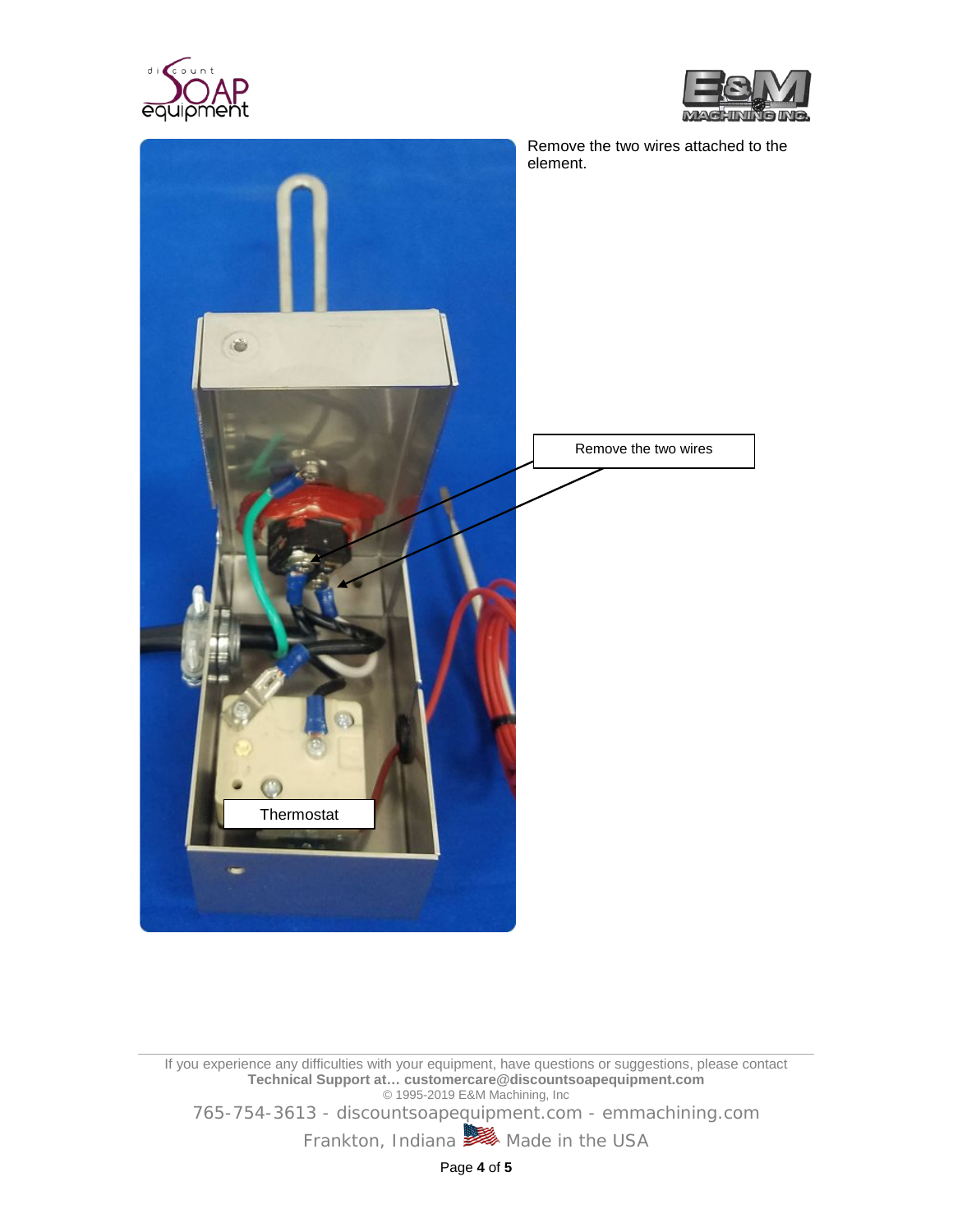Remove the two wires attached to the element.

Remove the two wires

Thermostat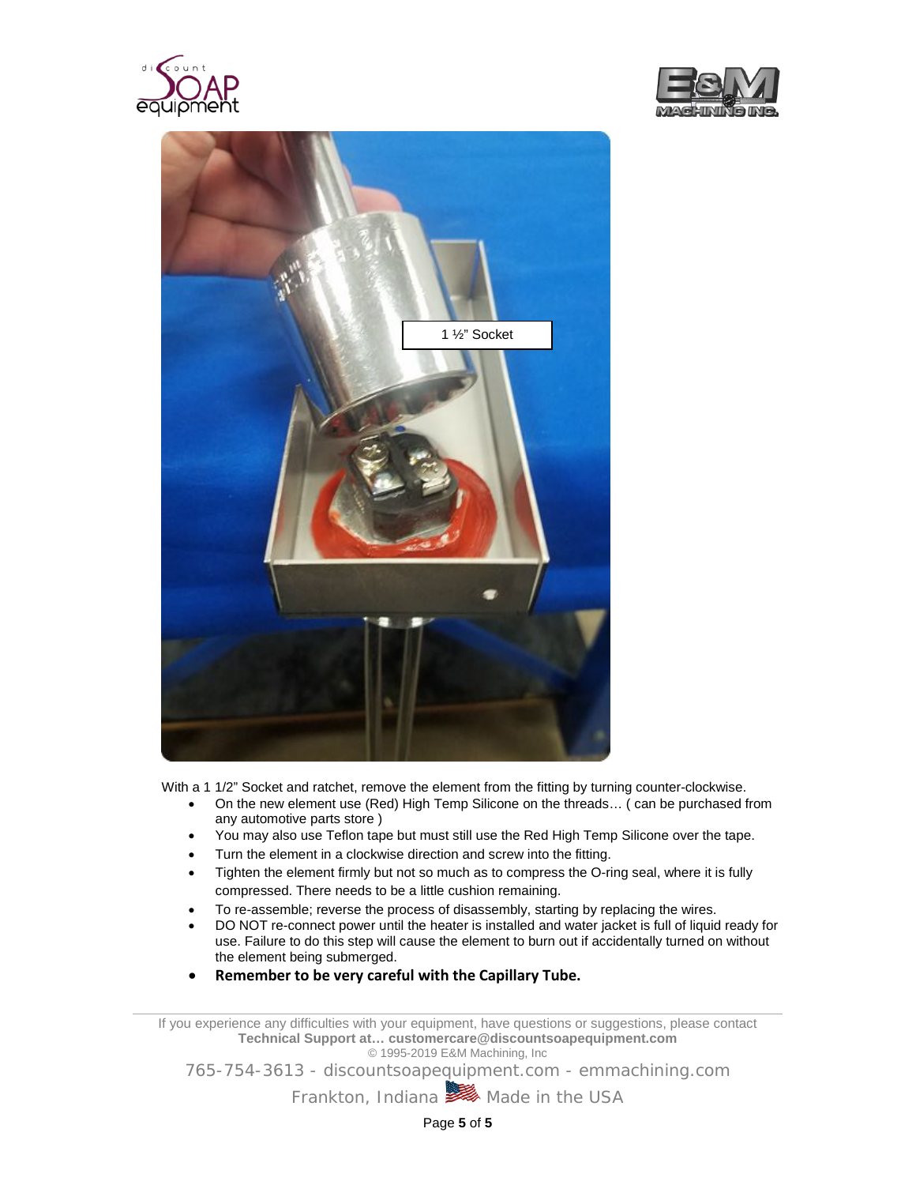With a 1 1/2" Socket and ratchet, remove the element from the fitting by turning counter-clockwise.

- On the new element use (Red) High Temp Silicone on the threads… ( can be purchased from any automotive parts store )
- You may also use Teflon tape but must still use the Red High Temp Silicone over the tape.
- Turn the element in a clockwise direction and screw into the fitting.
- Tighten the element firmly but not so much as to compress the O-ring seal, where it is fully compressed. There needs to be a little cushion remaining.
- To re-assemble; reverse the process of disassembly, starting by replacing the wires.
- DO NOT re-connect power until the heater is installed and water jacket is full of liquid ready for use. Failure to do this step will cause the element to burn out if accidentally turned on without the element being submerged.
- **Remember to be very careful with the Capillary Tube.**

If you experience any difficulties with your equipment, have questions or suggestions, please contact **Technical Support at… customercare@discountsoapequipment.com**

© 1995-2019 E&M Machining, Inc

765-754-3613 - discountsoapequipment.com - emmachining.com

Frankton, Indiana Made in the USA